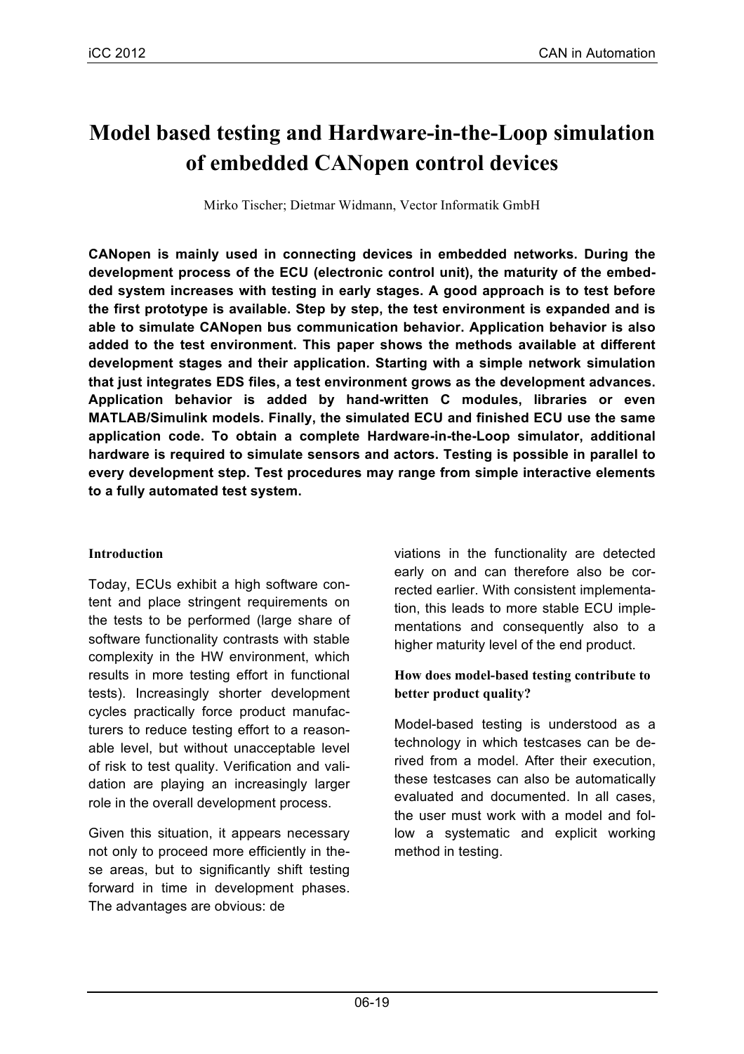# Model based testing and Hardware-in-the-Loop simulation of embedded CANopen control devices

Mirko Tischer; Dietmar Widmann, Vector Informatik GmbH

**CANopen is mainly used in connecting devices in embedded networks. During the development process of the ECU (electronic control unit), the maturity of the embedded system increases with testing in early stages. A good approach is to test before the first prototype is available. Step by step, the test environment is expanded and is able to simulate CANopen bus communication behavior. Application behavior is also added to the test environment. This paper shows the methods available at different development stages and their application. Starting with a simple network simulation that just integrates EDS files, a test environment grows as the development advances. Application behavior is added by hand-written C modules, libraries or even MATLAB/Simulink models. Finally, the simulated ECU and finished ECU use the same application code. To obtain a complete Hardware-in-the-Loop simulator, additional hardware is required to simulate sensors and actors. Testing is possible in parallel to every development step. Test procedures may range from simple interactive elements to a fully automated test system.**

## Introduction

Today, ECUs exhibit a high software content and place stringent requirements on the tests to be performed (large share of software functionality contrasts with stable complexity in the HW environment, which results in more testing effort in functional tests). Increasingly shorter development cycles practically force product manufacturers to reduce testing effort to a reasonable level, but without unacceptable level of risk to test quality. Verification and validation are playing an increasingly larger role in the overall development process.

Given this situation, it appears necessary not only to proceed more efficiently in these areas, but to significantly shift testing forward in time in development phases. The advantages are obvious: deviations in the functionality are detected early on and can therefore also be corrected earlier. With consistent implementation, this leads to more stable ECU implementations and consequently also to a higher maturity level of the end product.

## How does model-based testing contribute to better product quality?

Model-based testing is understood as a technology in which testcases can be derived from a model. After their execution, these testcases can also be automatically evaluated and documented. In all cases, the user must work with a model and follow a systematic and explicit working method in testing.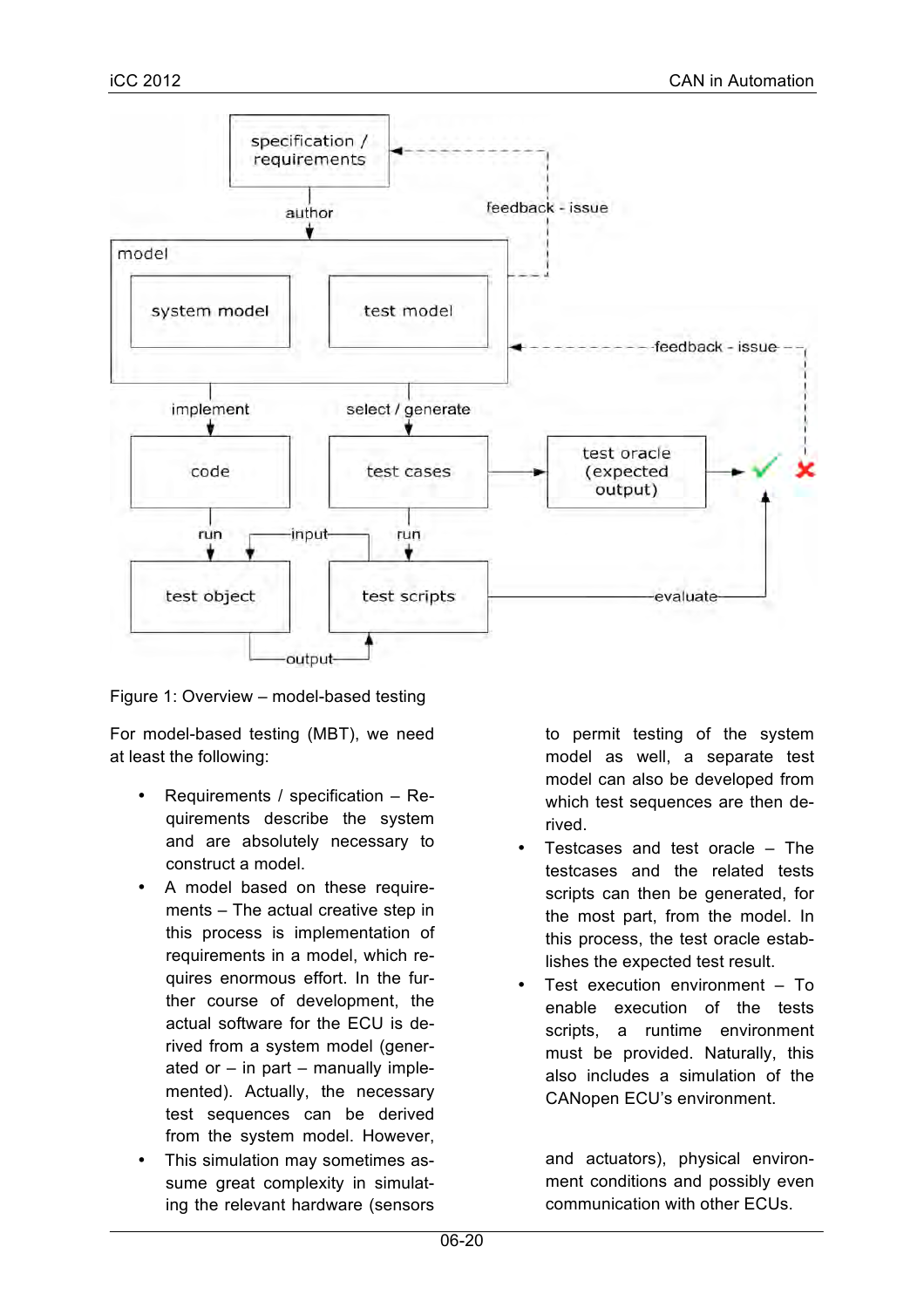Figure 1: Overview – model-based testing

For model-based testing (MBT), we need at least the following:

- Requirements / specification – Requirements describe the system and are absolutely necessary to construct a model.
- A model based on these requirements – The actual creative step in this process is implementation of requirements in a model, which requires enormous effort. In the further course of development, the actual software for the ECU is derived from a system model (generated or – in part – manually implemented). Actually, the necessary test sequences can be derived from the system model. However, to permit testing of the system model as well, a separate test model can also be developed from which test sequences are then derived.
- Testcases and test oracle – The testcases and the related tests scripts can then be generated, for the most part, from the model. In this process, the test oracle establishes the expected test result.
- Test execution environment – To enable execution of the tests scripts, a runtime environment must be provided. Naturally, this also includes a simulation of the CANopen ECU's environment.
- This simulation may sometimes assume great complexity in simulating the relevant hardware (sensors and actuators), physical environment conditions and possibly even communication with other ECUs.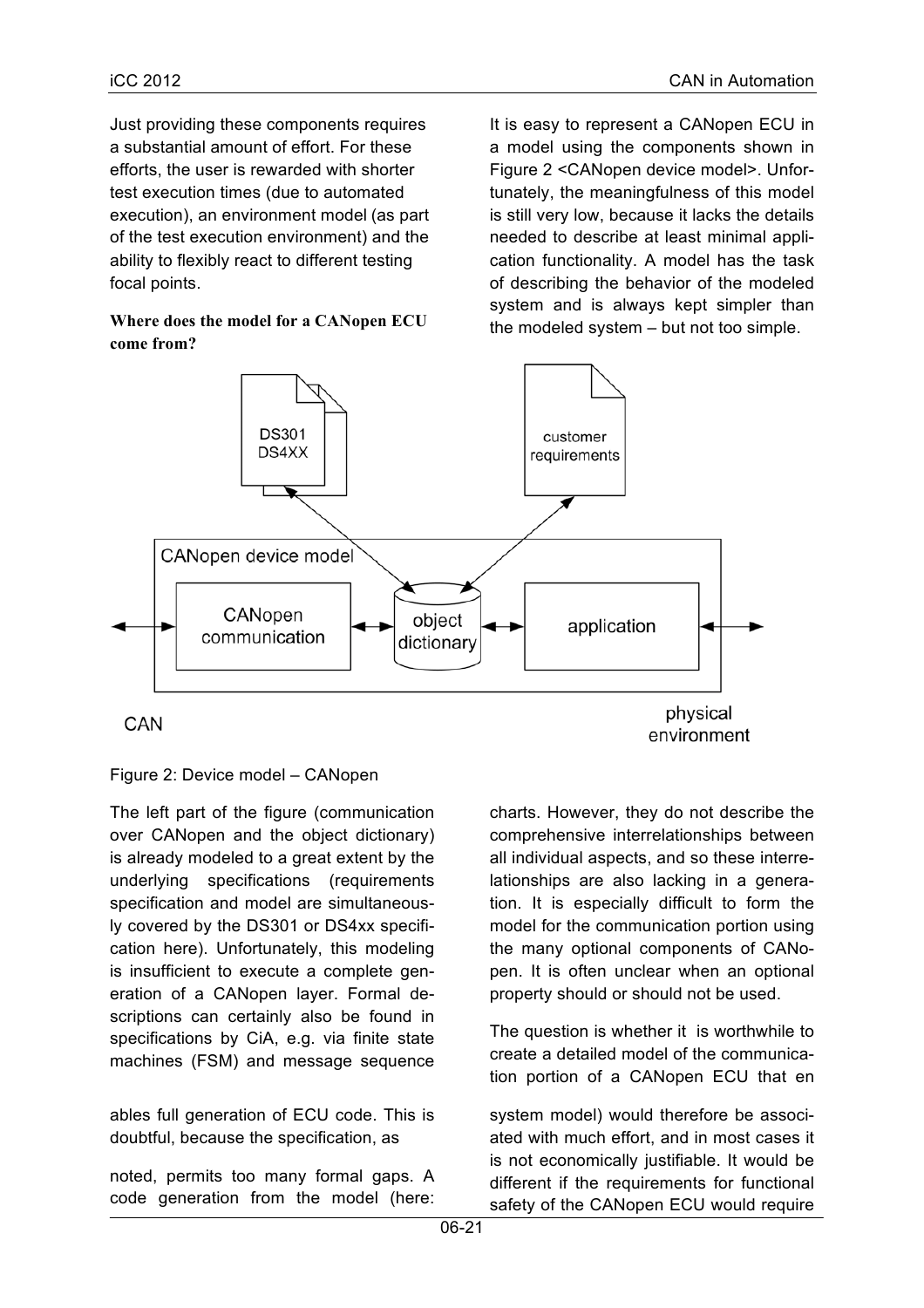Just providing these components requires a substantial amount of effort. For these efforts, the user is rewarded with shorter test execution times (due to automated execution), an environment model (as part of the test execution environment) and the ability to flexibly react to different testing focal points.

**Where does the model for a CANopen ECU come from?**

It is easy to represent a CANopen ECU in a model using the components shown in Figure 2 <CANopen device model>. Unfortunately, the meaningfulness of this model is still very low, because it lacks the details needed to describe at least minimal application functionality. A model has the task of describing the behavior of the modeled system and is always kept simpler than the modeled system – but not too simple.

Figure 2: Device model – CANopen

The left part of the figure (communication over CANopen and the object dictionary) is already modeled to a great extent by the underlying specifications (requirements specification and model are simultaneously covered by the DS301 or DS4xx specification here). Unfortunately, this modeling is insufficient to execute a complete generation of a CANopen layer. Formal descriptions can certainly also be found in specifications by CiA, e.g. via finite state machines (FSM) and message sequence charts. However, they do not describe the comprehensive interrelationships between all individual aspects, and so these interrelationships are also lacking in a generation. It is especially difficult to form the model for the communication portion using the many optional components of CANopen. It is often unclear when an optional property should or should not be used.

The question is whether it is worthwhile to create a detailed model of the communication portion of a CANopen ECU that en

ables full generation of ECU code. This is doubtful, because the specification, as

noted, permits too many formal gaps. A code generation from the model (here: system model) would therefore be associated with much effort, and in most cases it is not economically justifiable. It would be different if the requirements for functional safety of the CANopen ECU would require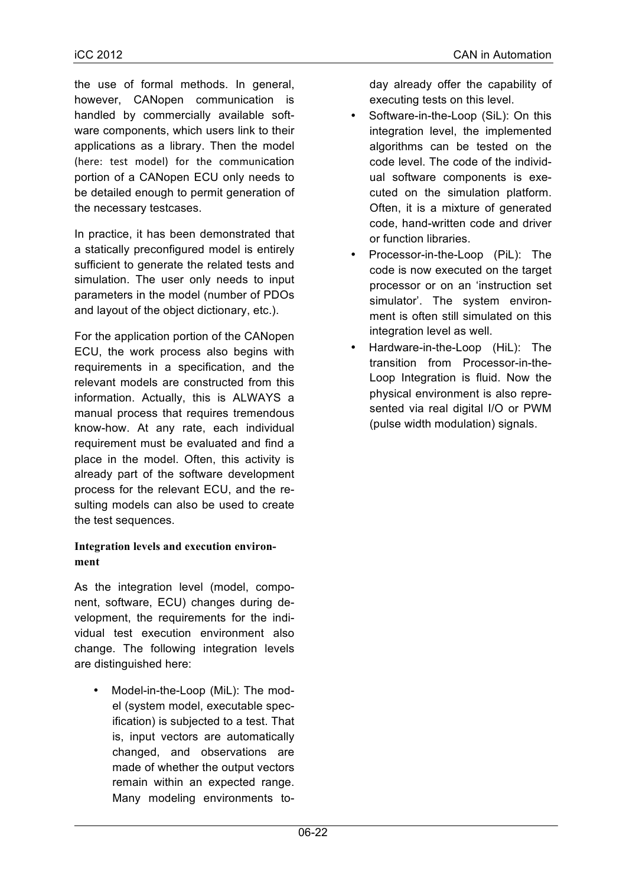the use of formal methods. In general, however, CANopen communication is handled by commercially available software components, which users link to their applications as a library. Then the model (here: test model) for the communication portion of a CANopen ECU only needs to be detailed enough to permit generation of the necessary testcases.

In practice, it has been demonstrated that a statically preconfigured model is entirely sufficient to generate the related tests and simulation. The user only needs to input parameters in the model (number of PDOs and layout of the object dictionary, etc.).

For the application portion of the CANopen ECU, the work process also begins with requirements in a specification, and the relevant models are constructed from this information. Actually, this is ALWAYS a manual process that requires tremendous know-how. At any rate, each individual requirement must be evaluated and find a place in the model. Often, this activity is already part of the software development process for the relevant ECU, and the resulting models can also be used to create the test sequences.

### Integration levels and execution environment

As the integration level (model, component, software, ECU) changes during development, the requirements for the individual test execution environment also change. The following integration levels are distinguished here:

- Model-in-the-Loop (MiL): The model (system model, executable specification) is subjected to a test. That is, input vectors are automatically changed, and observations are made of whether the output vectors remain within an expected range. Many modeling environments today already offer the capability of executing tests on this level.
- Software-in-the-Loop (SiL): On this integration level, the implemented algorithms can be tested on the code level. The code of the individual software components is executed on the simulation platform. Often, it is a mixture of generated code, hand-written code and driver or function libraries.
- Processor-in-the-Loop (PiL): The code is now executed on the target processor or on an 'instruction set simulator'. The system environment is often still simulated on this integration level as well.
- Hardware-in-the-Loop (HiL): The transition from Processor-in-the-Loop Integration is fluid. Now the physical environment is also represented via real digital I/O or PWM (pulse width modulation) signals.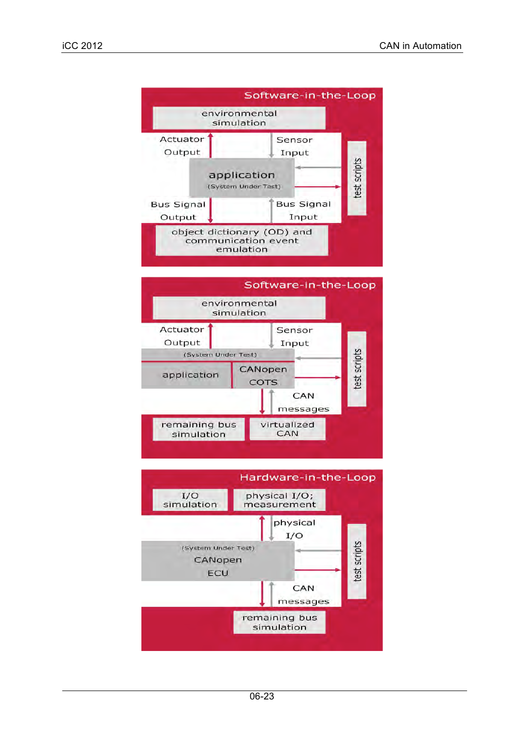**Software-in-the-Loop**

environmental simulation

Actuator Output | Sensor Input

application (System Under Test)

Bus Signal Output | Bus Signal Input

object dictionary (OD) and communication event emulation

test scripts

**Software-in-the-Loop**

environmental simulation

Actuator Output | Sensor Input

(System Under Test)

application | CANopen COTS

CAN messages

remaining bus simulation | virtualized CAN

test scripts

**Hardware-in-the-Loop**

I/O simulation | physical I/O; measurement

physical I/O

(System Under Test)

CANopen ECU

CAN messages

remaining bus simulation

test scripts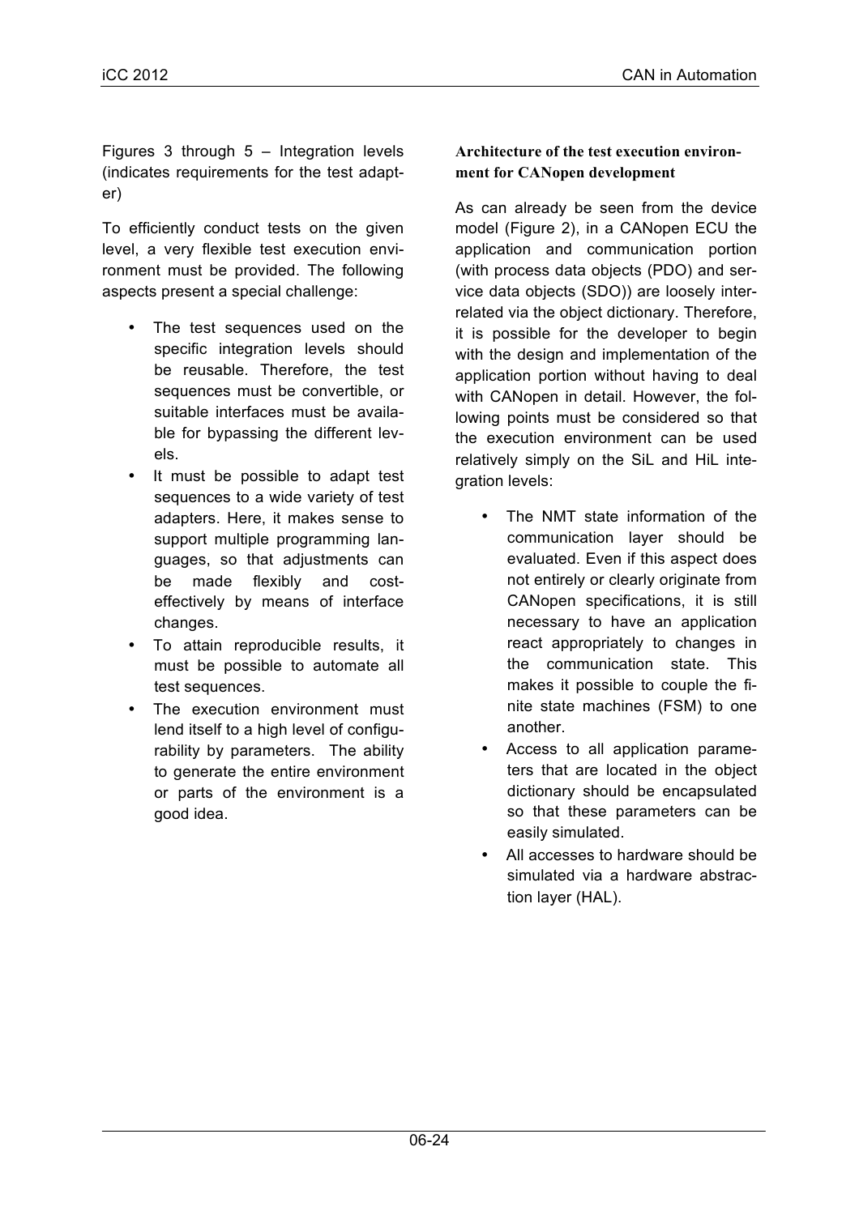Figures 3 through 5 – Integration levels (indicates requirements for the test adapter)

To efficiently conduct tests on the given level, a very flexible test execution environment must be provided. The following aspects present a special challenge:

- The test sequences used on the specific integration levels should be reusable. Therefore, the test sequences must be convertible, or suitable interfaces must be available for bypassing the different levels.
- It must be possible to adapt test sequences to a wide variety of test adapters. Here, it makes sense to support multiple programming languages, so that adjustments can be made flexibly and cost-effectively by means of interface changes.
- To attain reproducible results, it must be possible to automate all test sequences.
- The execution environment must lend itself to a high level of configurability by parameters. The ability to generate the entire environment or parts of the environment is a good idea.

### Architecture of the test execution environment for CANopen development

As can already be seen from the device model (Figure 2), in a CANopen ECU the application and communication portion (with process data objects (PDO) and service data objects (SDO)) are loosely interrelated via the object dictionary. Therefore, it is possible for the developer to begin with the design and implementation of the application portion without having to deal with CANopen in detail. However, the following points must be considered so that the execution environment can be used relatively simply on the SiL and HiL integration levels:

- The NMT state information of the communication layer should be evaluated. Even if this aspect does not entirely or clearly originate from CANopen specifications, it is still necessary to have an application react appropriately to changes in the communication state. This makes it possible to couple the finite state machines (FSM) to one another.
- Access to all application parameters that are located in the object dictionary should be encapsulated so that these parameters can be easily simulated.
- All accesses to hardware should be simulated via a hardware abstraction layer (HAL).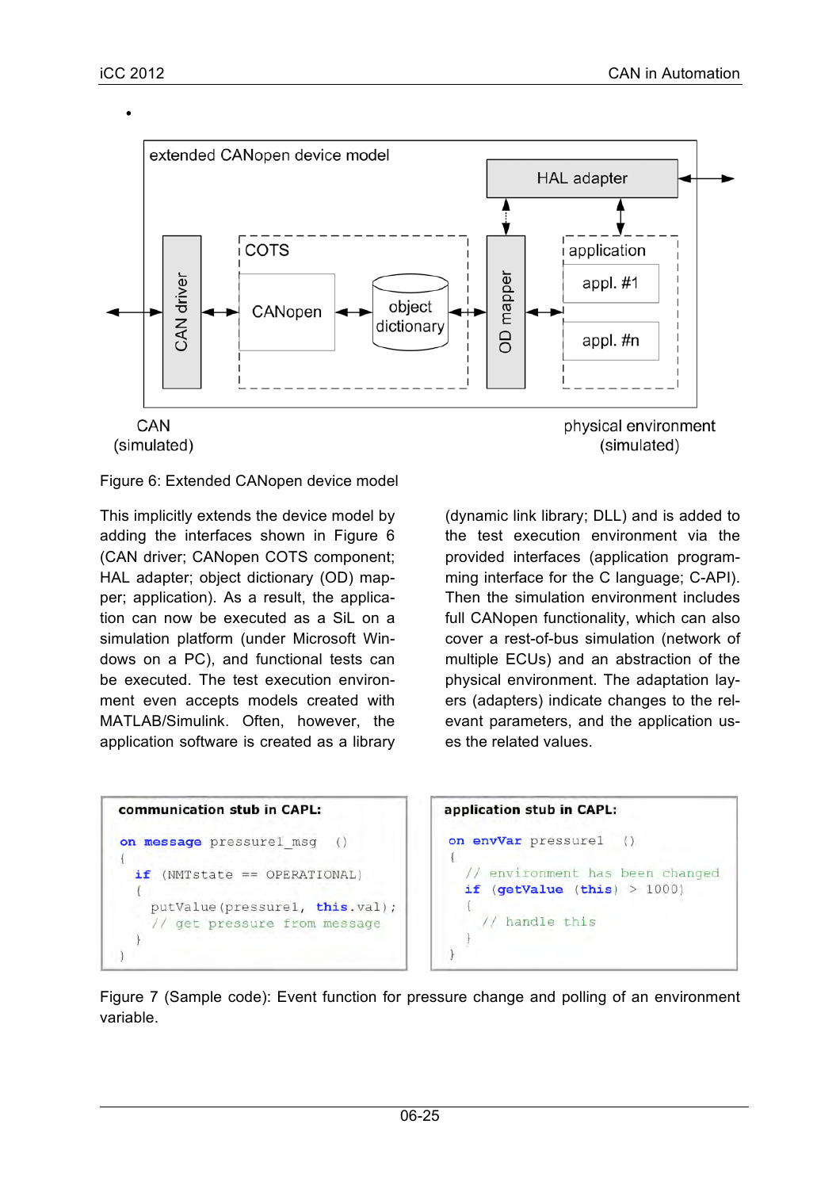•

extended CANopen device model

HAL adapter

CAN driver

COTS

CANopen

object dictionary

OD mapper

application

appl. #1

appl. #n

CAN (simulated)

physical environment (simulated)

Figure 6: Extended CANopen device model

This implicitly extends the device model by adding the interfaces shown in Figure 6 (CAN driver; CANopen COTS component; HAL adapter; object dictionary (OD) mapper; application). As a result, the application can now be executed as a SiL on a simulation platform (under Microsoft Windows on a PC), and functional tests can be executed. The test execution environment even accepts models created with MATLAB/Simulink. Often, however, the application software is created as a library (dynamic link library; DLL) and is added to the test execution environment via the provided interfaces (application programming interface for the C language; C-API). Then the simulation environment includes full CANopen functionality, which can also cover a rest-of-bus simulation (network of multiple ECUs) and an abstraction of the physical environment. The adaptation layers (adapters) indicate changes to the relevant parameters, and the application uses the related values.

**communication stub in CAPL:**

```
on message pressure1_msg  ()
{
  if (NMTstate == OPERATIONAL)
  {
    putValue(pressure1, this.val);
    // get pressure from message
  }
}
```

**application stub in CAPL:**

```
on envVar pressure1  ()
{
  // environment has been changed
  if (getValue (this) > 1000)
  {
    // handle this
  }
}
```

Figure 7 (Sample code): Event function for pressure change and polling of an environment variable.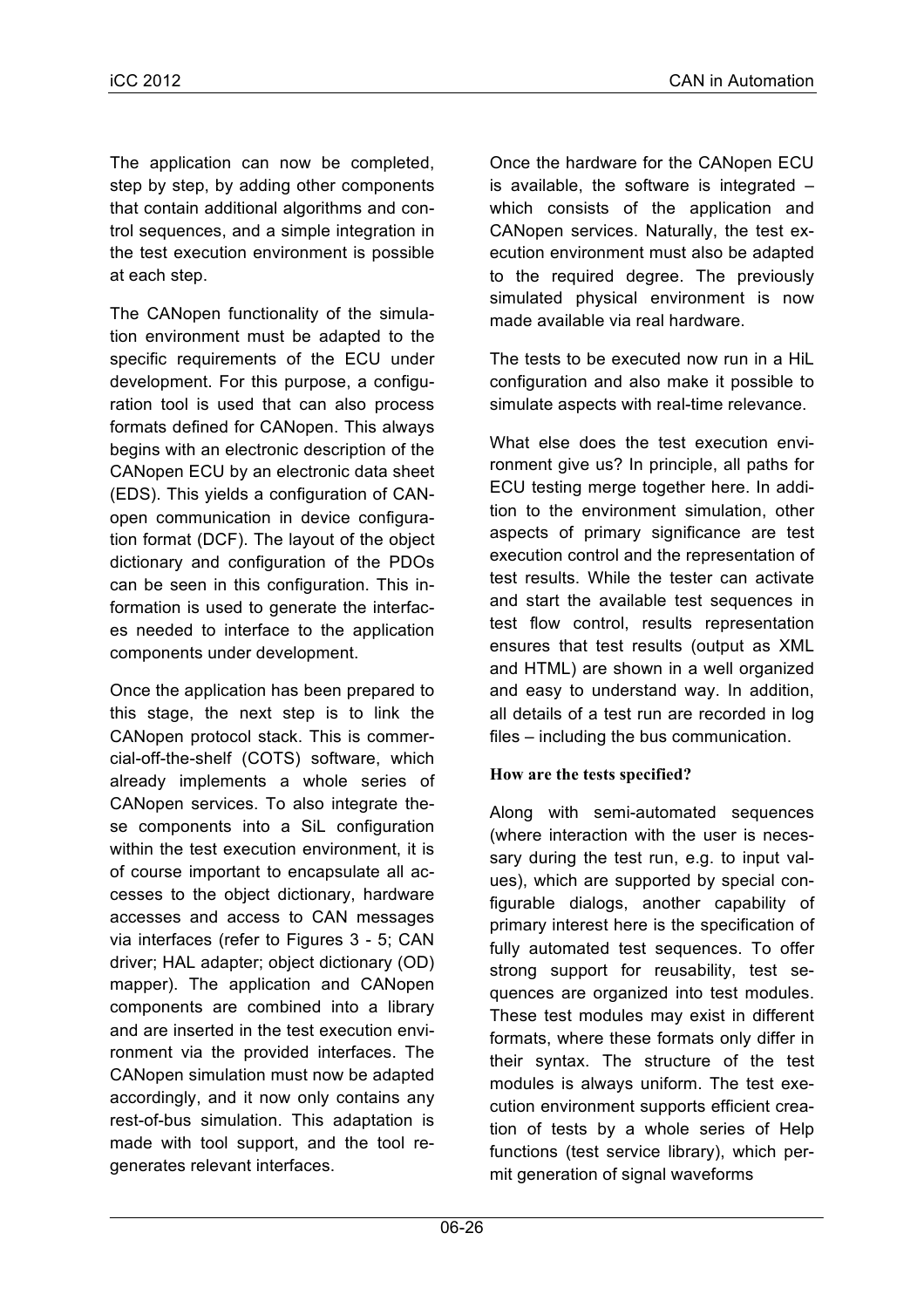The application can now be completed, step by step, by adding other components that contain additional algorithms and control sequences, and a simple integration in the test execution environment is possible at each step.

The CANopen functionality of the simulation environment must be adapted to the specific requirements of the ECU under development. For this purpose, a configuration tool is used that can also process formats defined for CANopen. This always begins with an electronic description of the CANopen ECU by an electronic data sheet (EDS). This yields a configuration of CANopen communication in device configuration format (DCF). The layout of the object dictionary and configuration of the PDOs can be seen in this configuration. This information is used to generate the interfaces needed to interface to the application components under development.

Once the application has been prepared to this stage, the next step is to link the CANopen protocol stack. This is commercial-off-the-shelf (COTS) software, which already implements a whole series of CANopen services. To also integrate these components into a SiL configuration within the test execution environment, it is of course important to encapsulate all accesses to the object dictionary, hardware accesses and access to CAN messages via interfaces (refer to Figures 3 - 5; CAN driver; HAL adapter; object dictionary (OD) mapper). The application and CANopen components are combined into a library and are inserted in the test execution environment via the provided interfaces. The CANopen simulation must now be adapted accordingly, and it now only contains any rest-of-bus simulation. This adaptation is made with tool support, and the tool regenerates relevant interfaces.

Once the hardware for the CANopen ECU is available, the software is integrated – which consists of the application and CANopen services. Naturally, the test execution environment must also be adapted to the required degree. The previously simulated physical environment is now made available via real hardware.

The tests to be executed now run in a HiL configuration and also make it possible to simulate aspects with real-time relevance.

What else does the test execution environment give us? In principle, all paths for ECU testing merge together here. In addition to the environment simulation, other aspects of primary significance are test execution control and the representation of test results. While the tester can activate and start the available test sequences in test flow control, results representation ensures that test results (output as XML and HTML) are shown in a well organized and easy to understand way. In addition, all details of a test run are recorded in log files – including the bus communication.

**How are the tests specified?**

Along with semi-automated sequences (where interaction with the user is necessary during the test run, e.g. to input values), which are supported by special configurable dialogs, another capability of primary interest here is the specification of fully automated test sequences. To offer strong support for reusability, test sequences are organized into test modules. These test modules may exist in different formats, where these formats only differ in their syntax. The structure of the test modules is always uniform. The test execution environment supports efficient creation of tests by a whole series of Help functions (test service library), which permit generation of signal waveforms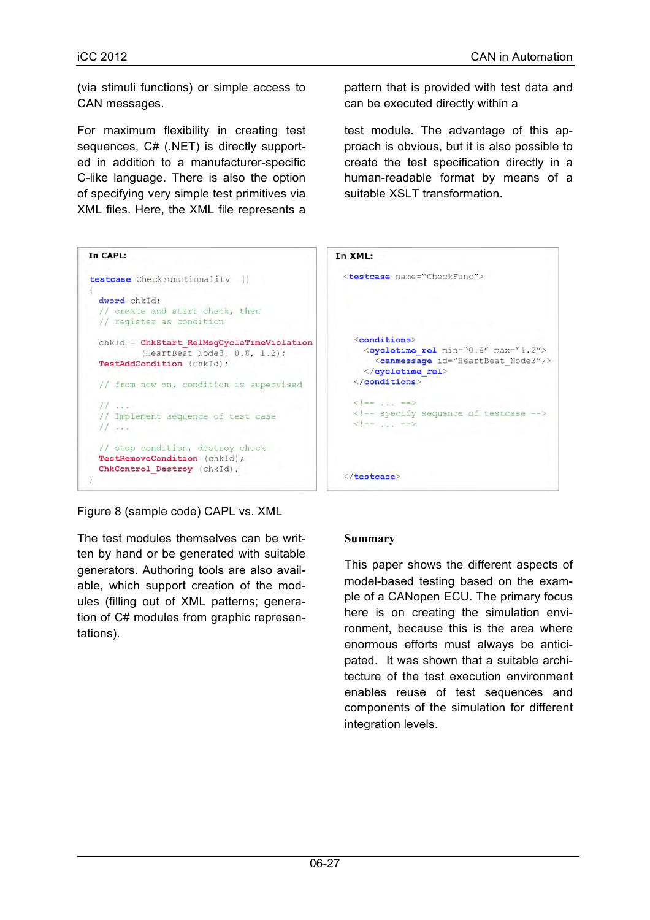(via stimuli functions) or simple access to CAN messages.

For maximum flexibility in creating test sequences, C# (.NET) is directly supported in addition to a manufacturer-specific C-like language. There is also the option of specifying very simple test primitives via XML files. Here, the XML file represents a pattern that is provided with test data and can be executed directly within a test module. The advantage of this approach is obvious, but it is also possible to create the test specification directly in a human-readable format by means of a suitable XSLT transformation.

**In CAPL:**

```
testcase CheckFunctionality ()
{
  dword chkId;
  // create and start check, then
  // register as condition

  chkId = ChkStart_RelMsgCycleTimeViolation
          (HeartBeat_Node3, 0.8, 1.2);
  TestAddCondition (chkId);

  // from now on, condition is supervised

  // ...
  // Implement sequence of test case
  // ...

  // stop condition, destroy check
  TestRemoveCondition (chkId);
  ChkControl_Destroy (chkId);
}
```

**In XML:**

```
<testcase name="CheckFunc">

  <conditions>
    <cycletime_rel min="0.8" max="1.2">
      <canmessage id="HeartBeat_Node3"/>
    </cycletime_rel>
  </conditions>

  <!-- ... -->
  <!-- specify sequence of testcase -->
  <!-- ... -->

</testcase>
```

Figure 8 (sample code) CAPL vs. XML

The test modules themselves can be written by hand or be generated with suitable generators. Authoring tools are also available, which support creation of the modules (filling out of XML patterns; generation of C# modules from graphic representations).

## Summary

This paper shows the different aspects of model-based testing based on the example of a CANopen ECU. The primary focus here is on creating the simulation environment, because this is the area where enormous efforts must always be anticipated. It was shown that a suitable architecture of the test execution environment enables reuse of test sequences and components of the simulation for different integration levels.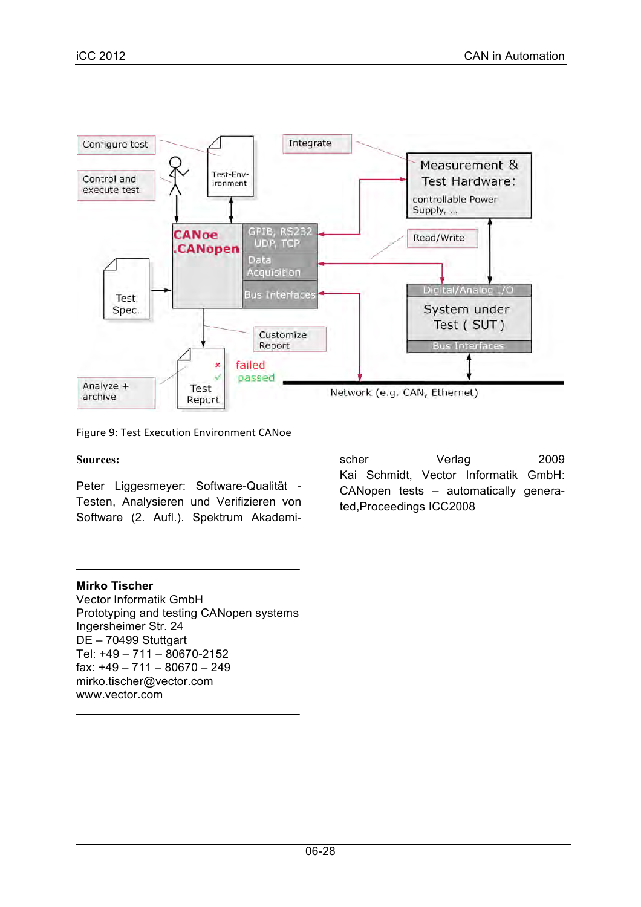Configure test

Control and execute test

Test-Env-ironment

Integrate

Measurement & Test Hardware:

controllable Power Supply, ...

CANoe .CANopen

GPIB, RS232 UDP, TCP

Data Acquisition

Bus Interfaces

Read/Write

Digital/Analog I/O

System under Test ( SUT )

Bus Interfaces

Test Spec.

Customize Report

failed

passed

Analyze + archive

Test Report

Network (e.g. CAN, Ethernet)

Figure 9: Test Execution Environment CANoe

**Sources:**

Peter Liggesmeyer: Software-Qualität - Testen, Analysieren und Verifizieren von Software (2. Aufl.). Spektrum Akademischer Verlag 2009

Kai Schmidt, Vector Informatik GmbH: CANopen tests – automatically generated,Proceedings ICC2008

---

**Mirko Tischer**
Vector Informatik GmbH
Prototyping and testing CANopen systems
Ingersheimer Str. 24
DE – 70499 Stuttgart
Tel: +49 – 711 – 80670-2152
fax: +49 – 711 – 80670 – 249
mirko.tischer@vector.com
www.vector.com

---